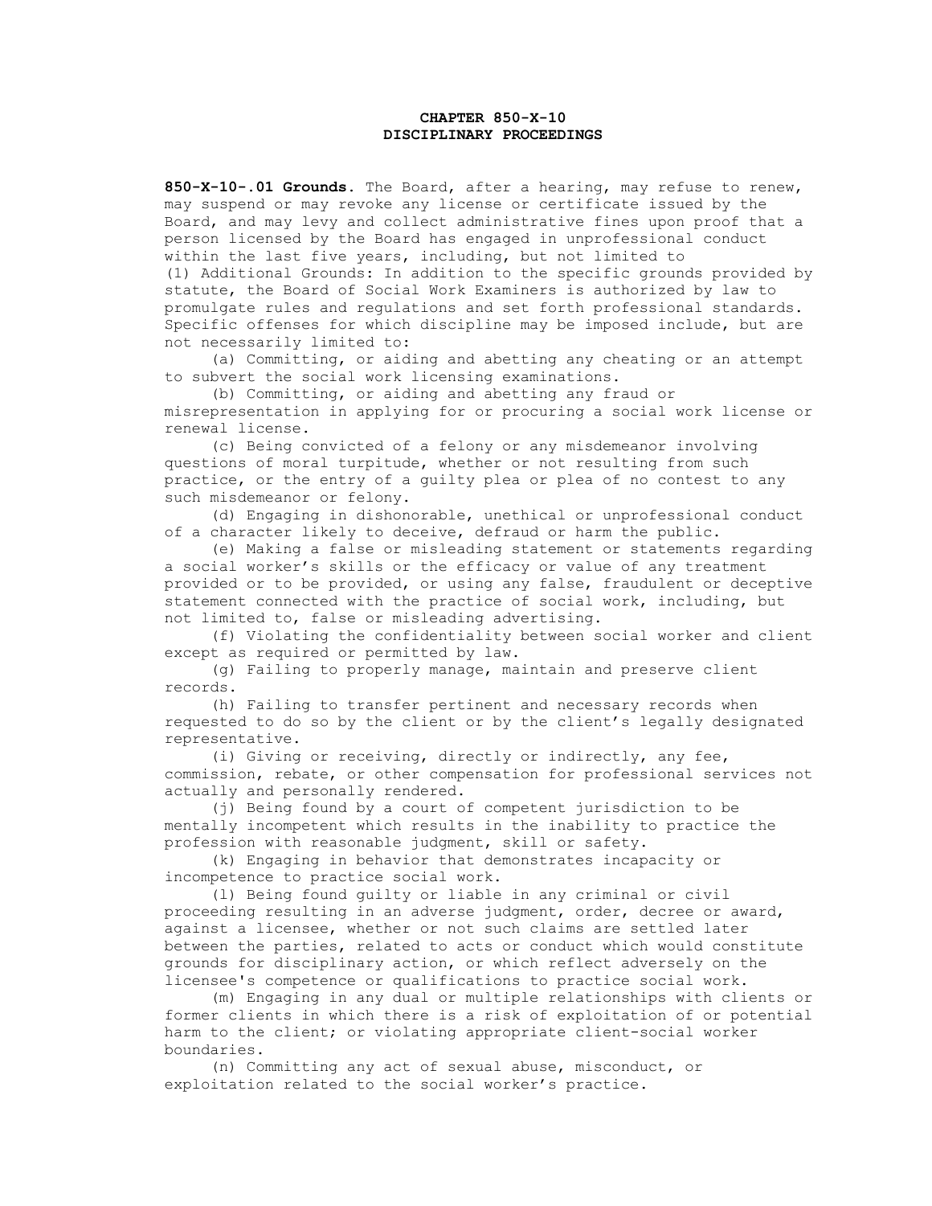# CHAPTER 850-X-10
# DISCIPLINARY PROCEEDINGS

**850-X-10-.01 Grounds.** The Board, after a hearing, may refuse to renew, may suspend or may revoke any license or certificate issued by the Board, and may levy and collect administrative fines upon proof that a person licensed by the Board has engaged in unprofessional conduct within the last five years, including, but not limited to

(1) Additional Grounds: In addition to the specific grounds provided by statute, the Board of Social Work Examiners is authorized by law to promulgate rules and regulations and set forth professional standards. Specific offenses for which discipline may be imposed include, but are not necessarily limited to:

(a) Committing, or aiding and abetting any cheating or an attempt to subvert the social work licensing examinations.

(b) Committing, or aiding and abetting any fraud or misrepresentation in applying for or procuring a social work license or renewal license.

(c) Being convicted of a felony or any misdemeanor involving questions of moral turpitude, whether or not resulting from such practice, or the entry of a guilty plea or plea of no contest to any such misdemeanor or felony.

(d) Engaging in dishonorable, unethical or unprofessional conduct of a character likely to deceive, defraud or harm the public.

(e) Making a false or misleading statement or statements regarding a social worker's skills or the efficacy or value of any treatment provided or to be provided, or using any false, fraudulent or deceptive statement connected with the practice of social work, including, but not limited to, false or misleading advertising.

(f) Violating the confidentiality between social worker and client except as required or permitted by law.

(g) Failing to properly manage, maintain and preserve client records.

(h) Failing to transfer pertinent and necessary records when requested to do so by the client or by the client's legally designated representative.

(i) Giving or receiving, directly or indirectly, any fee, commission, rebate, or other compensation for professional services not actually and personally rendered.

(j) Being found by a court of competent jurisdiction to be mentally incompetent which results in the inability to practice the profession with reasonable judgment, skill or safety.

(k) Engaging in behavior that demonstrates incapacity or incompetence to practice social work.

(l) Being found guilty or liable in any criminal or civil proceeding resulting in an adverse judgment, order, decree or award, against a licensee, whether or not such claims are settled later between the parties, related to acts or conduct which would constitute grounds for disciplinary action, or which reflect adversely on the licensee's competence or qualifications to practice social work.

(m) Engaging in any dual or multiple relationships with clients or former clients in which there is a risk of exploitation of or potential harm to the client; or violating appropriate client-social worker boundaries.

(n) Committing any act of sexual abuse, misconduct, or exploitation related to the social worker's practice.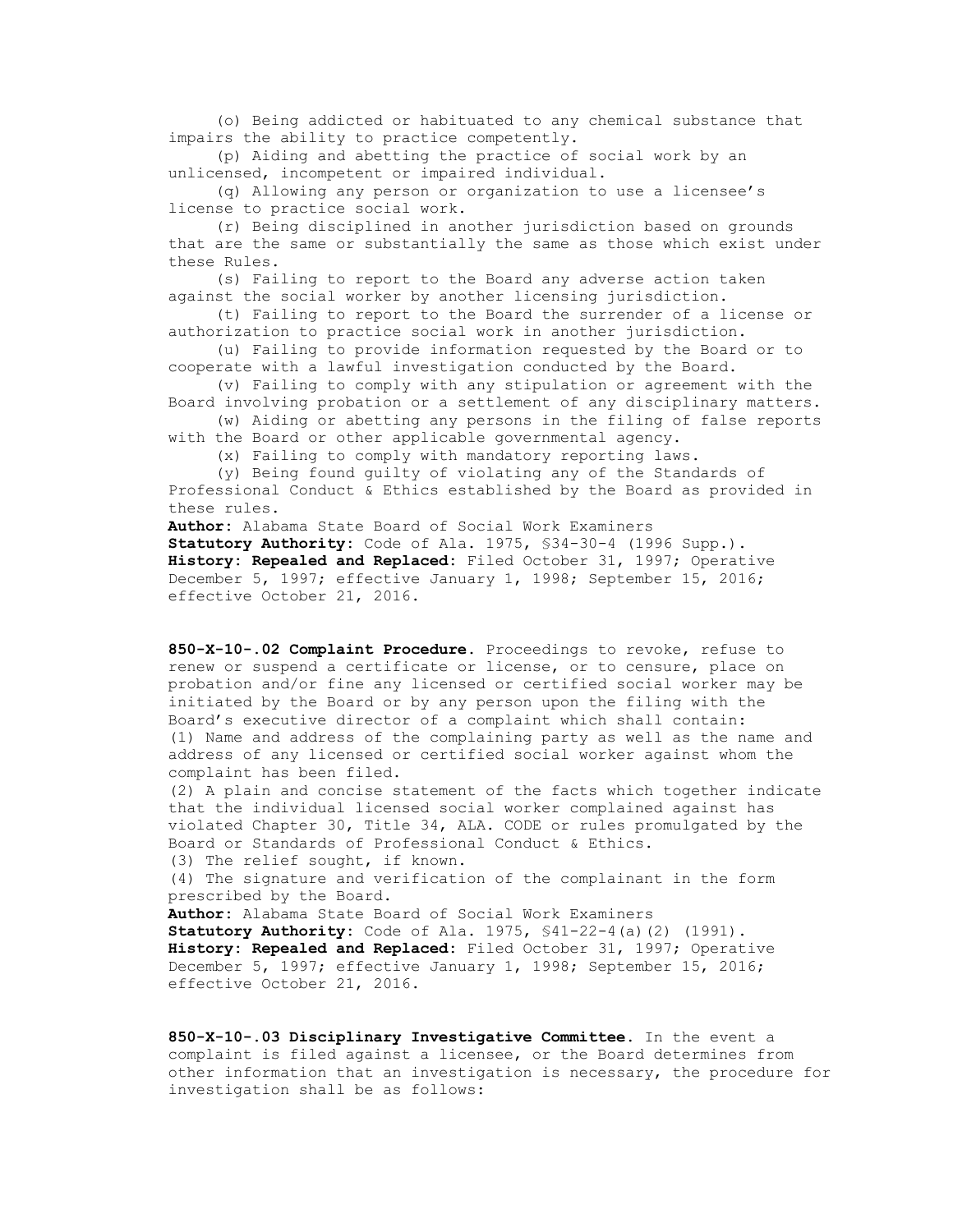(o) Being addicted or habituated to any chemical substance that impairs the ability to practice competently.

(p) Aiding and abetting the practice of social work by an unlicensed, incompetent or impaired individual.

(q) Allowing any person or organization to use a licensee's license to practice social work.

(r) Being disciplined in another jurisdiction based on grounds that are the same or substantially the same as those which exist under these Rules.

(s) Failing to report to the Board any adverse action taken against the social worker by another licensing jurisdiction.

(t) Failing to report to the Board the surrender of a license or authorization to practice social work in another jurisdiction.

(u) Failing to provide information requested by the Board or to cooperate with a lawful investigation conducted by the Board.

(v) Failing to comply with any stipulation or agreement with the Board involving probation or a settlement of any disciplinary matters.

(w) Aiding or abetting any persons in the filing of false reports with the Board or other applicable governmental agency.

(x) Failing to comply with mandatory reporting laws.

(y) Being found guilty of violating any of the Standards of Professional Conduct & Ethics established by the Board as provided in these rules.

**Author:** Alabama State Board of Social Work Examiners
**Statutory Authority:** Code of Ala. 1975, §34-30-4 (1996 Supp.).
**History:** **Repealed and Replaced:** Filed October 31, 1997; Operative December 5, 1997; effective January 1, 1998; September 15, 2016; effective October 21, 2016.

**850-X-10-.02 Complaint Procedure.** Proceedings to revoke, refuse to renew or suspend a certificate or license, or to censure, place on probation and/or fine any licensed or certified social worker may be initiated by the Board or by any person upon the filing with the Board's executive director of a complaint which shall contain:

(1) Name and address of the complaining party as well as the name and address of any licensed or certified social worker against whom the complaint has been filed.

(2) A plain and concise statement of the facts which together indicate that the individual licensed social worker complained against has violated Chapter 30, Title 34, ALA. CODE or rules promulgated by the Board or Standards of Professional Conduct & Ethics.

(3) The relief sought, if known.

(4) The signature and verification of the complainant in the form prescribed by the Board.

**Author:** Alabama State Board of Social Work Examiners
**Statutory Authority:** Code of Ala. 1975, §41-22-4(a)(2) (1991).
**History:** **Repealed and Replaced:** Filed October 31, 1997; Operative December 5, 1997; effective January 1, 1998; September 15, 2016; effective October 21, 2016.

**850-X-10-.03 Disciplinary Investigative Committee.** In the event a complaint is filed against a licensee, or the Board determines from other information that an investigation is necessary, the procedure for investigation shall be as follows: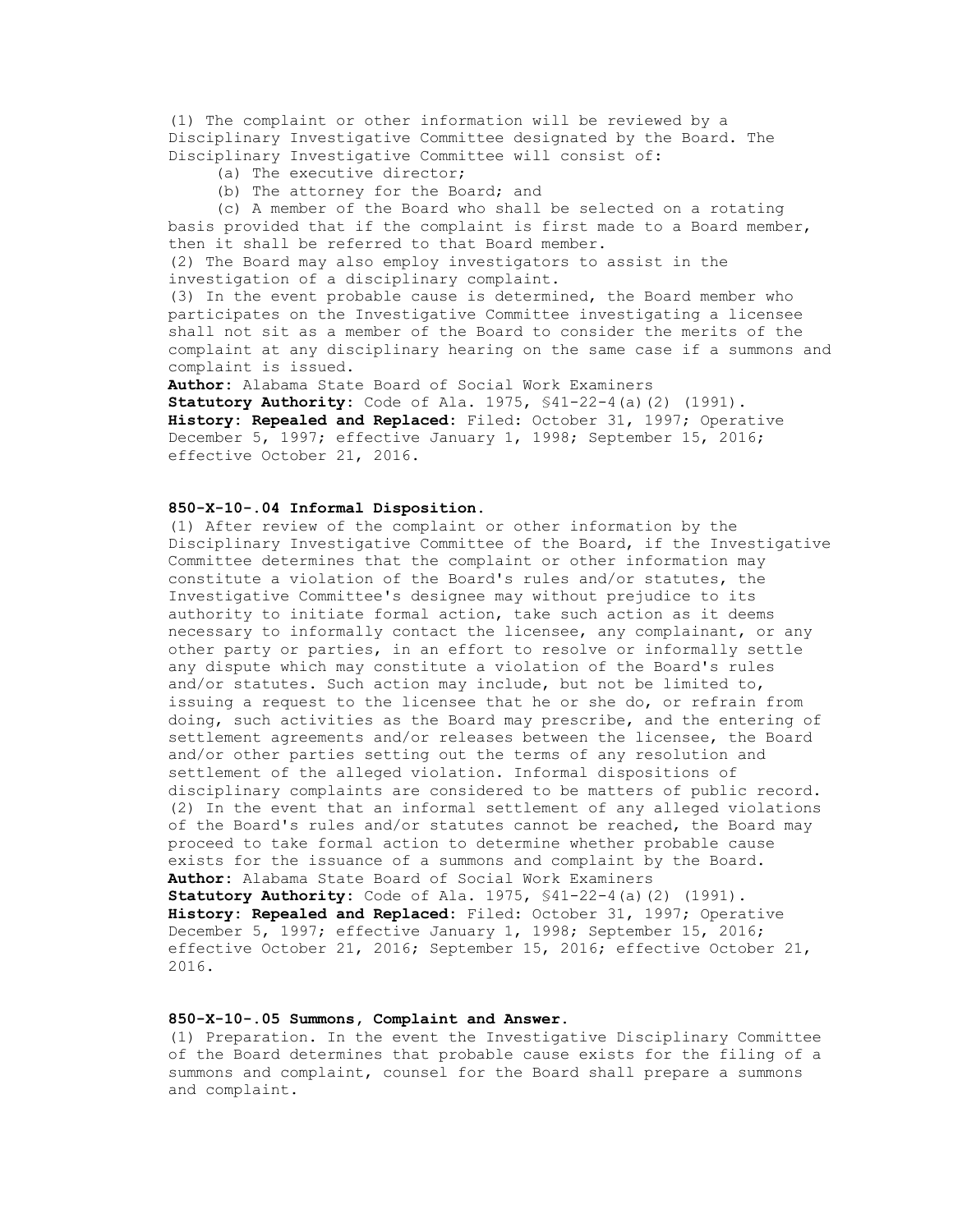(1) The complaint or other information will be reviewed by a Disciplinary Investigative Committee designated by the Board. The Disciplinary Investigative Committee will consist of:

(a) The executive director;

(b) The attorney for the Board; and

(c) A member of the Board who shall be selected on a rotating basis provided that if the complaint is first made to a Board member, then it shall be referred to that Board member.

(2) The Board may also employ investigators to assist in the investigation of a disciplinary complaint.

(3) In the event probable cause is determined, the Board member who participates on the Investigative Committee investigating a licensee shall not sit as a member of the Board to consider the merits of the complaint at any disciplinary hearing on the same case if a summons and complaint is issued.

**Author:** Alabama State Board of Social Work Examiners
**Statutory Authority:** Code of Ala. 1975, §41-22-4(a)(2) (1991).
**History: Repealed and Replaced:** Filed: October 31, 1997; Operative December 5, 1997; effective January 1, 1998; September 15, 2016; effective October 21, 2016.

**850-X-10-.04 Informal Disposition.**

(1) After review of the complaint or other information by the Disciplinary Investigative Committee of the Board, if the Investigative Committee determines that the complaint or other information may constitute a violation of the Board's rules and/or statutes, the Investigative Committee's designee may without prejudice to its authority to initiate formal action, take such action as it deems necessary to informally contact the licensee, any complainant, or any other party or parties, in an effort to resolve or informally settle any dispute which may constitute a violation of the Board's rules and/or statutes. Such action may include, but not be limited to, issuing a request to the licensee that he or she do, or refrain from doing, such activities as the Board may prescribe, and the entering of settlement agreements and/or releases between the licensee, the Board and/or other parties setting out the terms of any resolution and settlement of the alleged violation. Informal dispositions of disciplinary complaints are considered to be matters of public record.

(2) In the event that an informal settlement of any alleged violations of the Board's rules and/or statutes cannot be reached, the Board may proceed to take formal action to determine whether probable cause exists for the issuance of a summons and complaint by the Board.

**Author:** Alabama State Board of Social Work Examiners
**Statutory Authority:** Code of Ala. 1975, §41-22-4(a)(2) (1991).
**History: Repealed and Replaced:** Filed: October 31, 1997; Operative December 5, 1997; effective January 1, 1998; September 15, 2016; effective October 21, 2016; September 15, 2016; effective October 21, 2016.

**850-X-10-.05 Summons, Complaint and Answer.**

(1) Preparation. In the event the Investigative Disciplinary Committee of the Board determines that probable cause exists for the filing of a summons and complaint, counsel for the Board shall prepare a summons and complaint.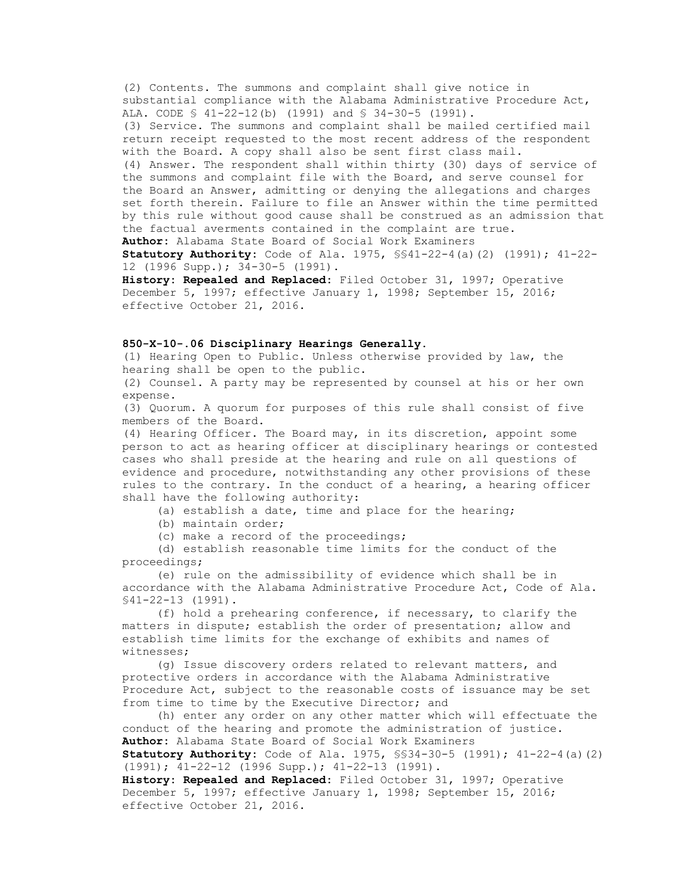(2) Contents. The summons and complaint shall give notice in substantial compliance with the Alabama Administrative Procedure Act, ALA. CODE § 41-22-12(b) (1991) and § 34-30-5 (1991).

(3) Service. The summons and complaint shall be mailed certified mail return receipt requested to the most recent address of the respondent with the Board. A copy shall also be sent first class mail.

(4) Answer. The respondent shall within thirty (30) days of service of the summons and complaint file with the Board, and serve counsel for the Board an Answer, admitting or denying the allegations and charges set forth therein. Failure to file an Answer within the time permitted by this rule without good cause shall be construed as an admission that the factual averments contained in the complaint are true.

**Author:** Alabama State Board of Social Work Examiners

**Statutory Authority:** Code of Ala. 1975, §§41-22-4(a)(2) (1991); 41-22-12 (1996 Supp.); 34-30-5 (1991).

**History: Repealed and Replaced:** Filed October 31, 1997; Operative December 5, 1997; effective January 1, 1998; September 15, 2016; effective October 21, 2016.

**850-X-10-.06 Disciplinary Hearings Generally.**

(1) Hearing Open to Public. Unless otherwise provided by law, the hearing shall be open to the public.

(2) Counsel. A party may be represented by counsel at his or her own expense.

(3) Quorum. A quorum for purposes of this rule shall consist of five members of the Board.

(4) Hearing Officer. The Board may, in its discretion, appoint some person to act as hearing officer at disciplinary hearings or contested cases who shall preside at the hearing and rule on all questions of evidence and procedure, notwithstanding any other provisions of these rules to the contrary. In the conduct of a hearing, a hearing officer shall have the following authority:

(a) establish a date, time and place for the hearing;

(b) maintain order;

(c) make a record of the proceedings;

(d) establish reasonable time limits for the conduct of the proceedings;

(e) rule on the admissibility of evidence which shall be in accordance with the Alabama Administrative Procedure Act, Code of Ala. §41-22-13 (1991).

(f) hold a prehearing conference, if necessary, to clarify the matters in dispute; establish the order of presentation; allow and establish time limits for the exchange of exhibits and names of witnesses;

(g) Issue discovery orders related to relevant matters, and protective orders in accordance with the Alabama Administrative Procedure Act, subject to the reasonable costs of issuance may be set from time to time by the Executive Director; and

(h) enter any order on any other matter which will effectuate the conduct of the hearing and promote the administration of justice.

**Author:** Alabama State Board of Social Work Examiners

**Statutory Authority:** Code of Ala. 1975, §§34-30-5 (1991); 41-22-4(a)(2) (1991); 41-22-12 (1996 Supp.); 41-22-13 (1991).

**History: Repealed and Replaced:** Filed October 31, 1997; Operative December 5, 1997; effective January 1, 1998; September 15, 2016; effective October 21, 2016.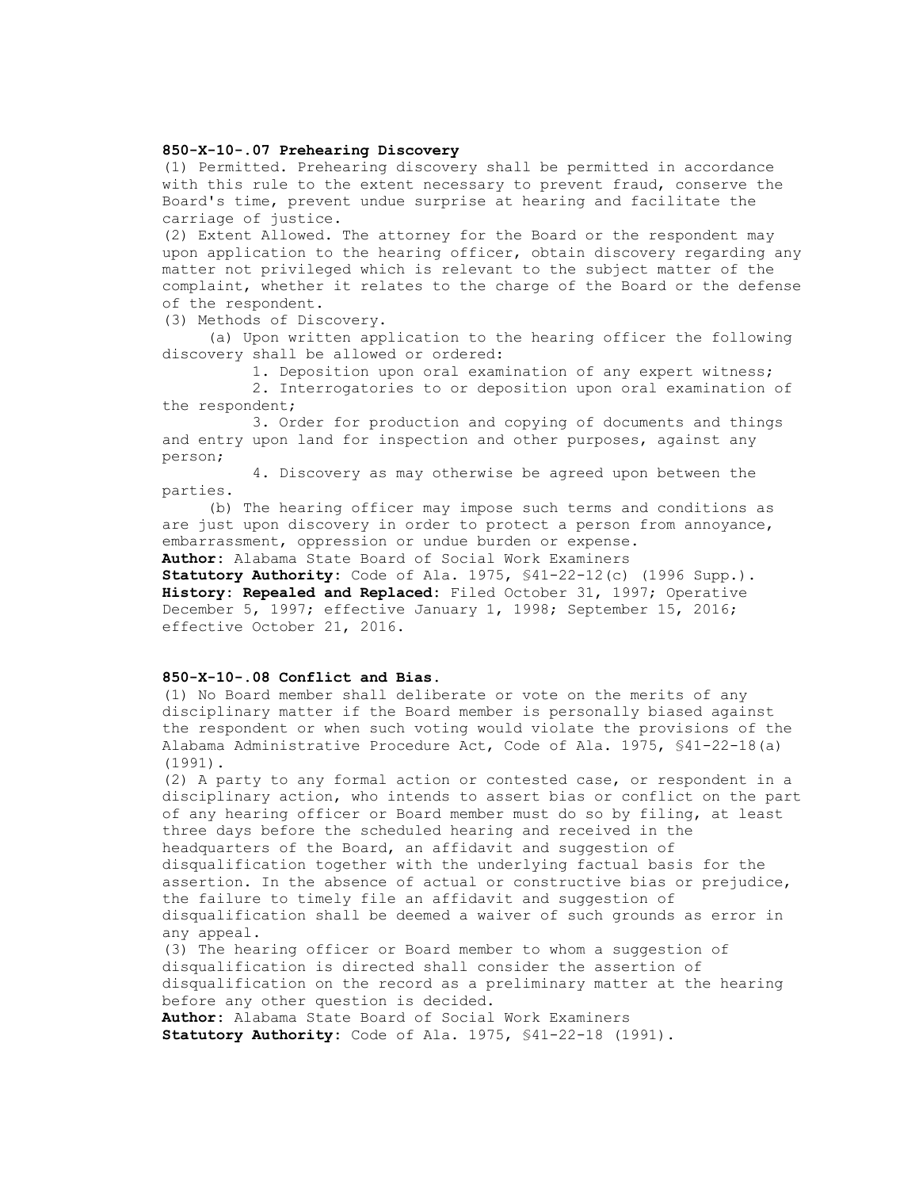**850-X-10-.07 Prehearing Discovery**

(1) Permitted. Prehearing discovery shall be permitted in accordance with this rule to the extent necessary to prevent fraud, conserve the Board's time, prevent undue surprise at hearing and facilitate the carriage of justice.

(2) Extent Allowed. The attorney for the Board or the respondent may upon application to the hearing officer, obtain discovery regarding any matter not privileged which is relevant to the subject matter of the complaint, whether it relates to the charge of the Board or the defense of the respondent.

(3) Methods of Discovery.

(a) Upon written application to the hearing officer the following discovery shall be allowed or ordered:

1. Deposition upon oral examination of any expert witness;

2. Interrogatories to or deposition upon oral examination of the respondent;

3. Order for production and copying of documents and things and entry upon land for inspection and other purposes, against any person;

4. Discovery as may otherwise be agreed upon between the parties.

(b) The hearing officer may impose such terms and conditions as are just upon discovery in order to protect a person from annoyance, embarrassment, oppression or undue burden or expense.

**Author:** Alabama State Board of Social Work Examiners
**Statutory Authority:** Code of Ala. 1975, §41-22-12(c) (1996 Supp.).
**History: Repealed and Replaced:** Filed October 31, 1997; Operative December 5, 1997; effective January 1, 1998; September 15, 2016; effective October 21, 2016.

**850-X-10-.08 Conflict and Bias.**

(1) No Board member shall deliberate or vote on the merits of any disciplinary matter if the Board member is personally biased against the respondent or when such voting would violate the provisions of the Alabama Administrative Procedure Act, Code of Ala. 1975, §41-22-18(a) (1991).

(2) A party to any formal action or contested case, or respondent in a disciplinary action, who intends to assert bias or conflict on the part of any hearing officer or Board member must do so by filing, at least three days before the scheduled hearing and received in the headquarters of the Board, an affidavit and suggestion of disqualification together with the underlying factual basis for the assertion. In the absence of actual or constructive bias or prejudice, the failure to timely file an affidavit and suggestion of disqualification shall be deemed a waiver of such grounds as error in any appeal.

(3) The hearing officer or Board member to whom a suggestion of disqualification is directed shall consider the assertion of disqualification on the record as a preliminary matter at the hearing before any other question is decided.

**Author:** Alabama State Board of Social Work Examiners
**Statutory Authority:** Code of Ala. 1975, §41-22-18 (1991).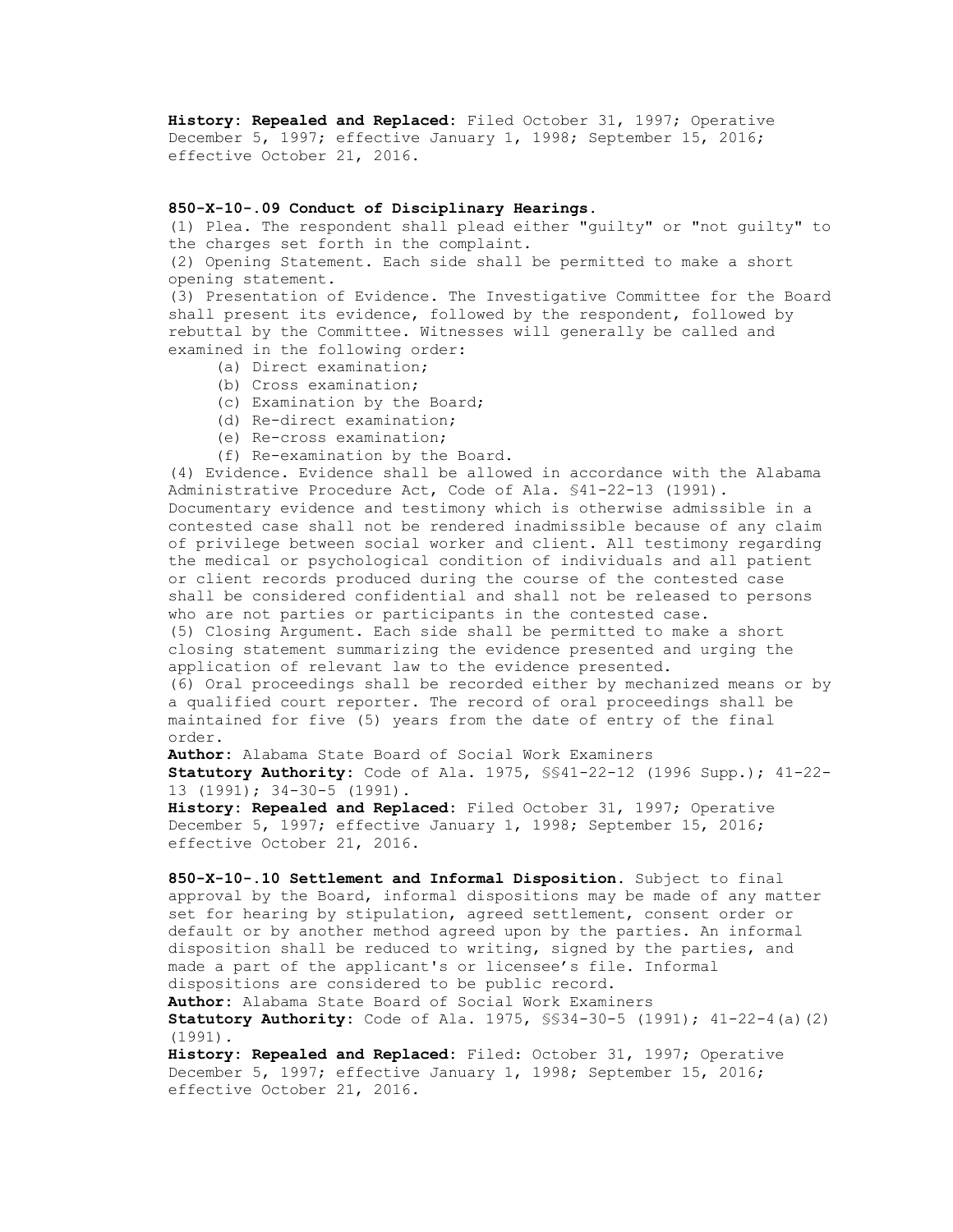**History: Repealed and Replaced:** Filed October 31, 1997; Operative December 5, 1997; effective January 1, 1998; September 15, 2016; effective October 21, 2016.

**850-X-10-.09 Conduct of Disciplinary Hearings.**

(1) Plea. The respondent shall plead either "guilty" or "not guilty" to the charges set forth in the complaint.

(2) Opening Statement. Each side shall be permitted to make a short opening statement.

(3) Presentation of Evidence. The Investigative Committee for the Board shall present its evidence, followed by the respondent, followed by rebuttal by the Committee. Witnesses will generally be called and examined in the following order:

- (a) Direct examination;
- (b) Cross examination;
- (c) Examination by the Board;
- (d) Re-direct examination;
- (e) Re-cross examination;
- (f) Re-examination by the Board.

(4) Evidence. Evidence shall be allowed in accordance with the Alabama Administrative Procedure Act, Code of Ala. §41-22-13 (1991). Documentary evidence and testimony which is otherwise admissible in a contested case shall not be rendered inadmissible because of any claim of privilege between social worker and client. All testimony regarding the medical or psychological condition of individuals and all patient or client records produced during the course of the contested case shall be considered confidential and shall not be released to persons who are not parties or participants in the contested case.

(5) Closing Argument. Each side shall be permitted to make a short closing statement summarizing the evidence presented and urging the application of relevant law to the evidence presented.

(6) Oral proceedings shall be recorded either by mechanized means or by a qualified court reporter. The record of oral proceedings shall be maintained for five (5) years from the date of entry of the final order.

**Author:** Alabama State Board of Social Work Examiners
**Statutory Authority:** Code of Ala. 1975, §§41-22-12 (1996 Supp.); 41-22-13 (1991); 34-30-5 (1991).
**History: Repealed and Replaced:** Filed October 31, 1997; Operative December 5, 1997; effective January 1, 1998; September 15, 2016; effective October 21, 2016.

**850-X-10-.10 Settlement and Informal Disposition.** Subject to final approval by the Board, informal dispositions may be made of any matter set for hearing by stipulation, agreed settlement, consent order or default or by another method agreed upon by the parties. An informal disposition shall be reduced to writing, signed by the parties, and made a part of the applicant's or licensee's file. Informal dispositions are considered to be public record.

**Author:** Alabama State Board of Social Work Examiners
**Statutory Authority:** Code of Ala. 1975, §§34-30-5 (1991); 41-22-4(a)(2) (1991).
**History: Repealed and Replaced:** Filed: October 31, 1997; Operative December 5, 1997; effective January 1, 1998; September 15, 2016; effective October 21, 2016.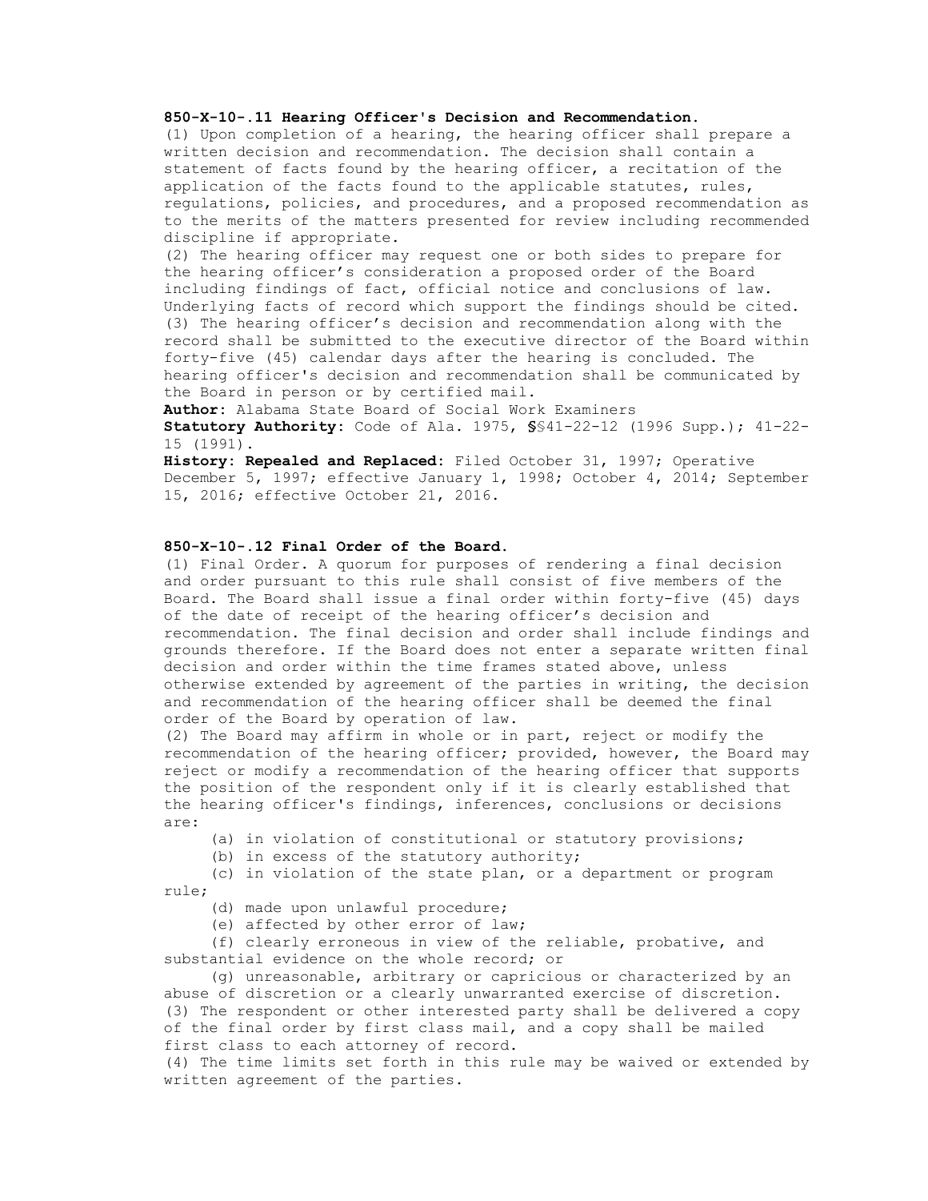**850-X-10-.11 Hearing Officer's Decision and Recommendation.**

(1) Upon completion of a hearing, the hearing officer shall prepare a written decision and recommendation. The decision shall contain a statement of facts found by the hearing officer, a recitation of the application of the facts found to the applicable statutes, rules, regulations, policies, and procedures, and a proposed recommendation as to the merits of the matters presented for review including recommended discipline if appropriate.

(2) The hearing officer may request one or both sides to prepare for the hearing officer's consideration a proposed order of the Board including findings of fact, official notice and conclusions of law. Underlying facts of record which support the findings should be cited.

(3) The hearing officer's decision and recommendation along with the record shall be submitted to the executive director of the Board within forty-five (45) calendar days after the hearing is concluded. The hearing officer's decision and recommendation shall be communicated by the Board in person or by certified mail.

**Author:** Alabama State Board of Social Work Examiners

**Statutory Authority:** Code of Ala. 1975, §§41-22-12 (1996 Supp.); 41-22-15 (1991).

**History: Repealed and Replaced:** Filed October 31, 1997; Operative December 5, 1997; effective January 1, 1998; October 4, 2014; September 15, 2016; effective October 21, 2016.

**850-X-10-.12 Final Order of the Board.**

(1) Final Order. A quorum for purposes of rendering a final decision and order pursuant to this rule shall consist of five members of the Board. The Board shall issue a final order within forty-five (45) days of the date of receipt of the hearing officer's decision and recommendation. The final decision and order shall include findings and grounds therefore. If the Board does not enter a separate written final decision and order within the time frames stated above, unless otherwise extended by agreement of the parties in writing, the decision and recommendation of the hearing officer shall be deemed the final order of the Board by operation of law.

(2) The Board may affirm in whole or in part, reject or modify the recommendation of the hearing officer; provided, however, the Board may reject or modify a recommendation of the hearing officer that supports the position of the respondent only if it is clearly established that the hearing officer's findings, inferences, conclusions or decisions are:

(a) in violation of constitutional or statutory provisions;

(b) in excess of the statutory authority;

(c) in violation of the state plan, or a department or program rule;

(d) made upon unlawful procedure;

(e) affected by other error of law;

(f) clearly erroneous in view of the reliable, probative, and substantial evidence on the whole record; or

(g) unreasonable, arbitrary or capricious or characterized by an abuse of discretion or a clearly unwarranted exercise of discretion.

(3) The respondent or other interested party shall be delivered a copy of the final order by first class mail, and a copy shall be mailed first class to each attorney of record.

(4) The time limits set forth in this rule may be waived or extended by written agreement of the parties.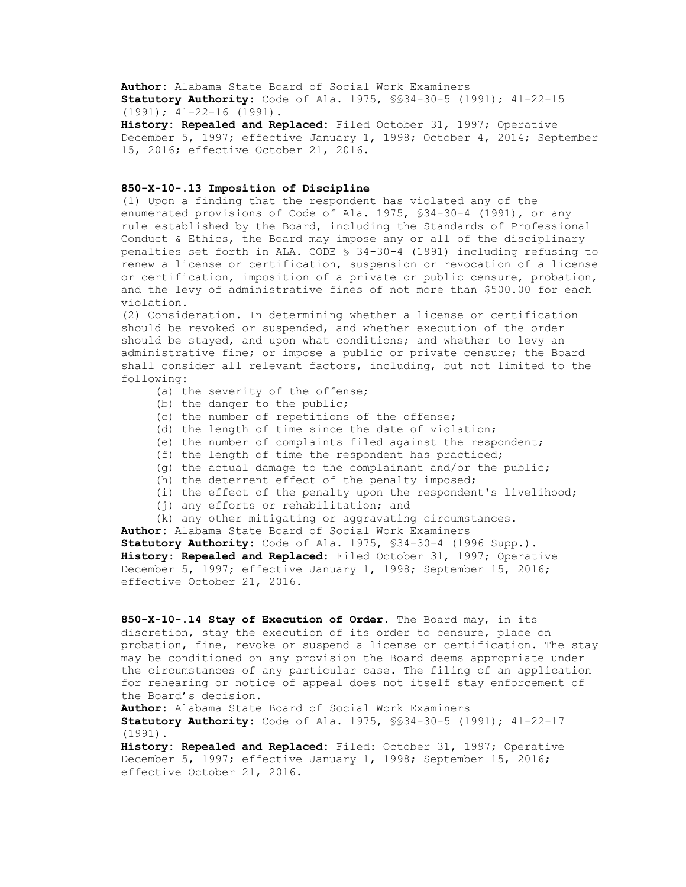**Author:** Alabama State Board of Social Work Examiners
**Statutory Authority:** Code of Ala. 1975, §§34-30-5 (1991); 41-22-15 (1991); 41-22-16 (1991).
**History: Repealed and Replaced:** Filed October 31, 1997; Operative December 5, 1997; effective January 1, 1998; October 4, 2014; September 15, 2016; effective October 21, 2016.

**850-X-10-.13 Imposition of Discipline**

(1) Upon a finding that the respondent has violated any of the enumerated provisions of Code of Ala. 1975, §34-30-4 (1991), or any rule established by the Board, including the Standards of Professional Conduct & Ethics, the Board may impose any or all of the disciplinary penalties set forth in ALA. CODE § 34-30-4 (1991) including refusing to renew a license or certification, suspension or revocation of a license or certification, imposition of a private or public censure, probation, and the levy of administrative fines of not more than $500.00 for each violation.

(2) Consideration. In determining whether a license or certification should be revoked or suspended, and whether execution of the order should be stayed, and upon what conditions; and whether to levy an administrative fine; or impose a public or private censure; the Board shall consider all relevant factors, including, but not limited to the following:

- (a) the severity of the offense;
- (b) the danger to the public;
- (c) the number of repetitions of the offense;
- (d) the length of time since the date of violation;
- (e) the number of complaints filed against the respondent;
- (f) the length of time the respondent has practiced;
- (g) the actual damage to the complainant and/or the public;
- (h) the deterrent effect of the penalty imposed;
- (i) the effect of the penalty upon the respondent's livelihood;
- (j) any efforts or rehabilitation; and
- (k) any other mitigating or aggravating circumstances.

**Author:** Alabama State Board of Social Work Examiners
**Statutory Authority:** Code of Ala. 1975, §34-30-4 (1996 Supp.).
**History: Repealed and Replaced:** Filed October 31, 1997; Operative December 5, 1997; effective January 1, 1998; September 15, 2016; effective October 21, 2016.

**850-X-10-.14 Stay of Execution of Order.** The Board may, in its discretion, stay the execution of its order to censure, place on probation, fine, revoke or suspend a license or certification. The stay may be conditioned on any provision the Board deems appropriate under the circumstances of any particular case. The filing of an application for rehearing or notice of appeal does not itself stay enforcement of the Board's decision.

**Author:** Alabama State Board of Social Work Examiners
**Statutory Authority:** Code of Ala. 1975, §§34-30-5 (1991); 41-22-17 (1991).
**History: Repealed and Replaced:** Filed: October 31, 1997; Operative December 5, 1997; effective January 1, 1998; September 15, 2016; effective October 21, 2016.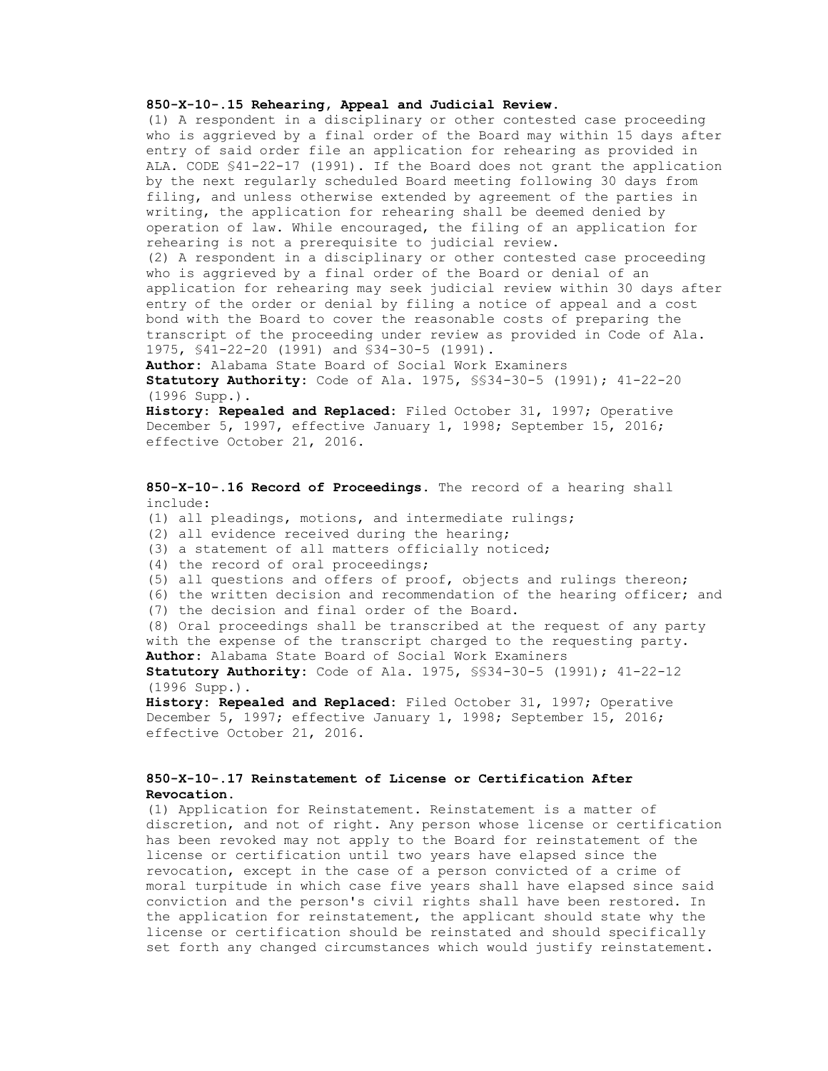**850-X-10-.15 Rehearing, Appeal and Judicial Review.**

(1) A respondent in a disciplinary or other contested case proceeding who is aggrieved by a final order of the Board may within 15 days after entry of said order file an application for rehearing as provided in ALA. CODE §41-22-17 (1991). If the Board does not grant the application by the next regularly scheduled Board meeting following 30 days from filing, and unless otherwise extended by agreement of the parties in writing, the application for rehearing shall be deemed denied by operation of law. While encouraged, the filing of an application for rehearing is not a prerequisite to judicial review.

(2) A respondent in a disciplinary or other contested case proceeding who is aggrieved by a final order of the Board or denial of an application for rehearing may seek judicial review within 30 days after entry of the order or denial by filing a notice of appeal and a cost bond with the Board to cover the reasonable costs of preparing the transcript of the proceeding under review as provided in Code of Ala. 1975, §41-22-20 (1991) and §34-30-5 (1991).

**Author:** Alabama State Board of Social Work Examiners

**Statutory Authority:** Code of Ala. 1975, §§34-30-5 (1991); 41-22-20 (1996 Supp.).

**History: Repealed and Replaced:** Filed October 31, 1997; Operative December 5, 1997, effective January 1, 1998; September 15, 2016; effective October 21, 2016.

**850-X-10-.16 Record of Proceedings.** The record of a hearing shall include:

(1) all pleadings, motions, and intermediate rulings;

(2) all evidence received during the hearing;

(3) a statement of all matters officially noticed;

(4) the record of oral proceedings;

(5) all questions and offers of proof, objects and rulings thereon;

(6) the written decision and recommendation of the hearing officer; and

(7) the decision and final order of the Board.

(8) Oral proceedings shall be transcribed at the request of any party with the expense of the transcript charged to the requesting party.

**Author:** Alabama State Board of Social Work Examiners

**Statutory Authority:** Code of Ala. 1975, §§34-30-5 (1991); 41-22-12 (1996 Supp.).

**History: Repealed and Replaced:** Filed October 31, 1997; Operative December 5, 1997; effective January 1, 1998; September 15, 2016; effective October 21, 2016.

**850-X-10-.17 Reinstatement of License or Certification After Revocation.**

(1) Application for Reinstatement. Reinstatement is a matter of discretion, and not of right. Any person whose license or certification has been revoked may not apply to the Board for reinstatement of the license or certification until two years have elapsed since the revocation, except in the case of a person convicted of a crime of moral turpitude in which case five years shall have elapsed since said conviction and the person's civil rights shall have been restored. In the application for reinstatement, the applicant should state why the license or certification should be reinstated and should specifically set forth any changed circumstances which would justify reinstatement.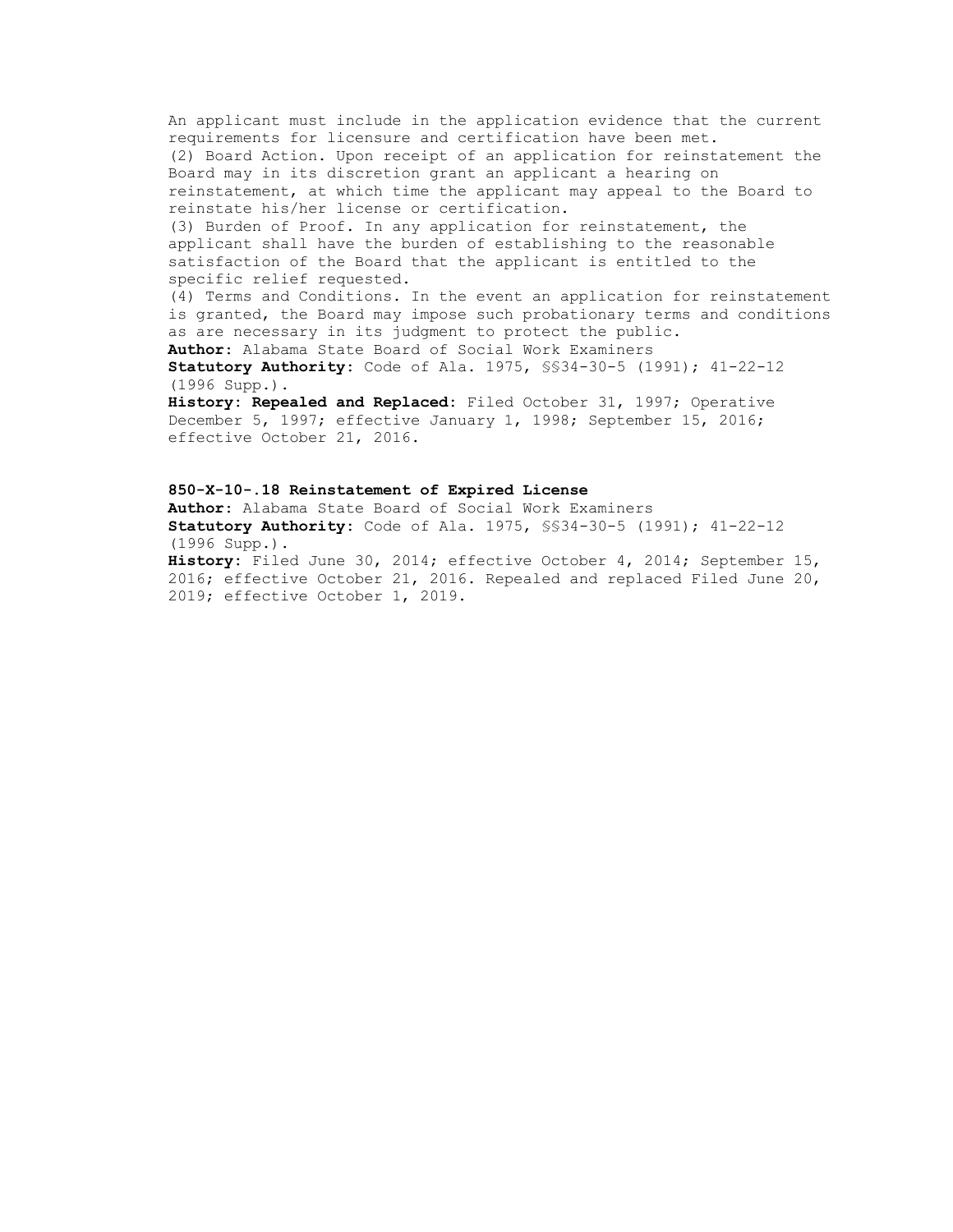An applicant must include in the application evidence that the current requirements for licensure and certification have been met.

(2) Board Action. Upon receipt of an application for reinstatement the Board may in its discretion grant an applicant a hearing on reinstatement, at which time the applicant may appeal to the Board to reinstate his/her license or certification.

(3) Burden of Proof. In any application for reinstatement, the applicant shall have the burden of establishing to the reasonable satisfaction of the Board that the applicant is entitled to the specific relief requested.

(4) Terms and Conditions. In the event an application for reinstatement is granted, the Board may impose such probationary terms and conditions as are necessary in its judgment to protect the public.

**Author:** Alabama State Board of Social Work Examiners
**Statutory Authority:** Code of Ala. 1975, §§34-30-5 (1991); 41-22-12 (1996 Supp.).
**History: Repealed and Replaced:** Filed October 31, 1997; Operative December 5, 1997; effective January 1, 1998; September 15, 2016; effective October 21, 2016.

**850-X-10-.18 Reinstatement of Expired License**

**Author:** Alabama State Board of Social Work Examiners
**Statutory Authority:** Code of Ala. 1975, §§34-30-5 (1991); 41-22-12 (1996 Supp.).
**History:** Filed June 30, 2014; effective October 4, 2014; September 15, 2016; effective October 21, 2016. Repealed and replaced Filed June 20, 2019; effective October 1, 2019.